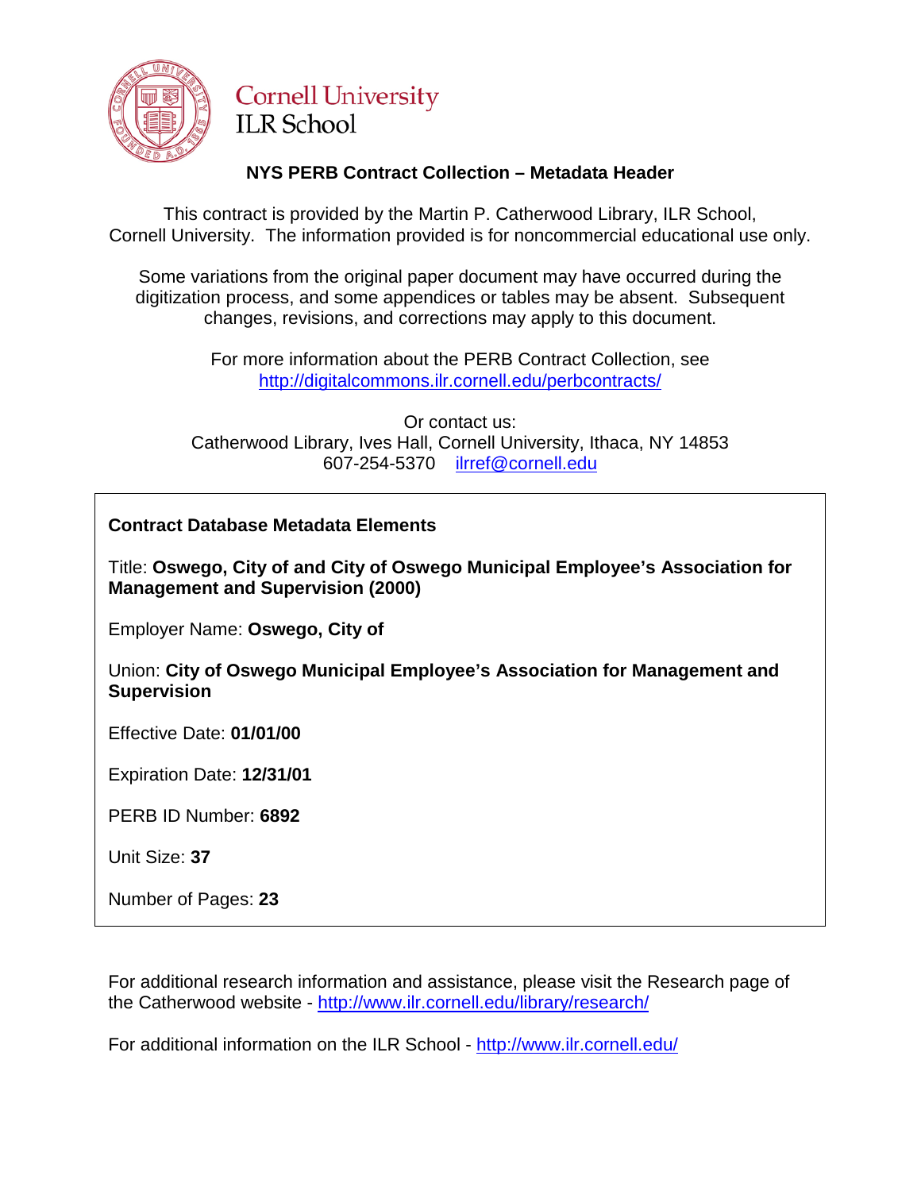Cornell University
ILR School

## NYS PERB Contract Collection – Metadata Header

This contract is provided by the Martin P. Catherwood Library, ILR School, Cornell University. The information provided is for noncommercial educational use only.

Some variations from the original paper document may have occurred during the digitization process, and some appendices or tables may be absent. Subsequent changes, revisions, and corrections may apply to this document.

For more information about the PERB Contract Collection, see http://digitalcommons.ilr.cornell.edu/perbcontracts/

Or contact us:
Catherwood Library, Ives Hall, Cornell University, Ithaca, NY 14853
607-254-5370 ilrref@cornell.edu

**Contract Database Metadata Elements**

Title: **Oswego, City of and City of Oswego Municipal Employee's Association for Management and Supervision (2000)**

Employer Name: **Oswego, City of**

Union: **City of Oswego Municipal Employee's Association for Management and Supervision**

Effective Date: **01/01/00**

Expiration Date: **12/31/01**

PERB ID Number: **6892**

Unit Size: **37**

Number of Pages: **23**

For additional research information and assistance, please visit the Research page of the Catherwood website - http://www.ilr.cornell.edu/library/research/

For additional information on the ILR School - http://www.ilr.cornell.edu/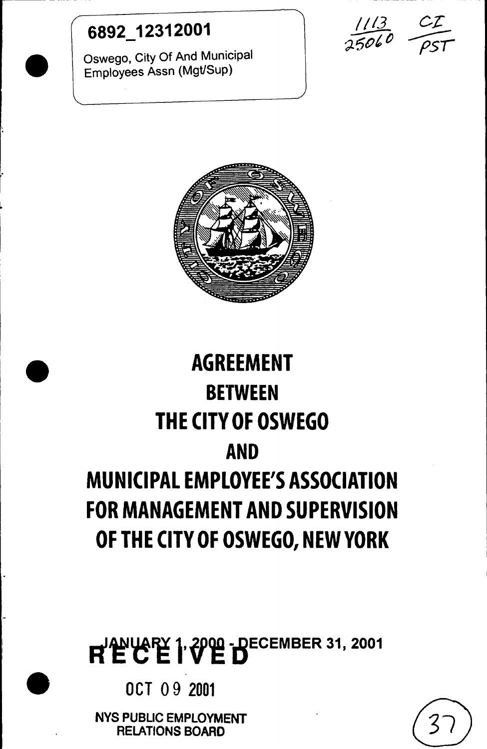6892_12312001

Oswego, City Of And Municipal Employees Assn (Mgt/Sup)

1113 CI
25060 PST

# AGREEMENT
## BETWEEN
## THE CITY OF OSWEGO
## AND
## MUNICIPAL EMPLOYEE'S ASSOCIATION FOR MANAGEMENT AND SUPERVISION OF THE CITY OF OSWEGO, NEW YORK

JANUARY 1, 2000 - DECEMBER 31, 2001

RECEIVED

OCT 09 2001

NYS PUBLIC EMPLOYMENT RELATIONS BOARD

37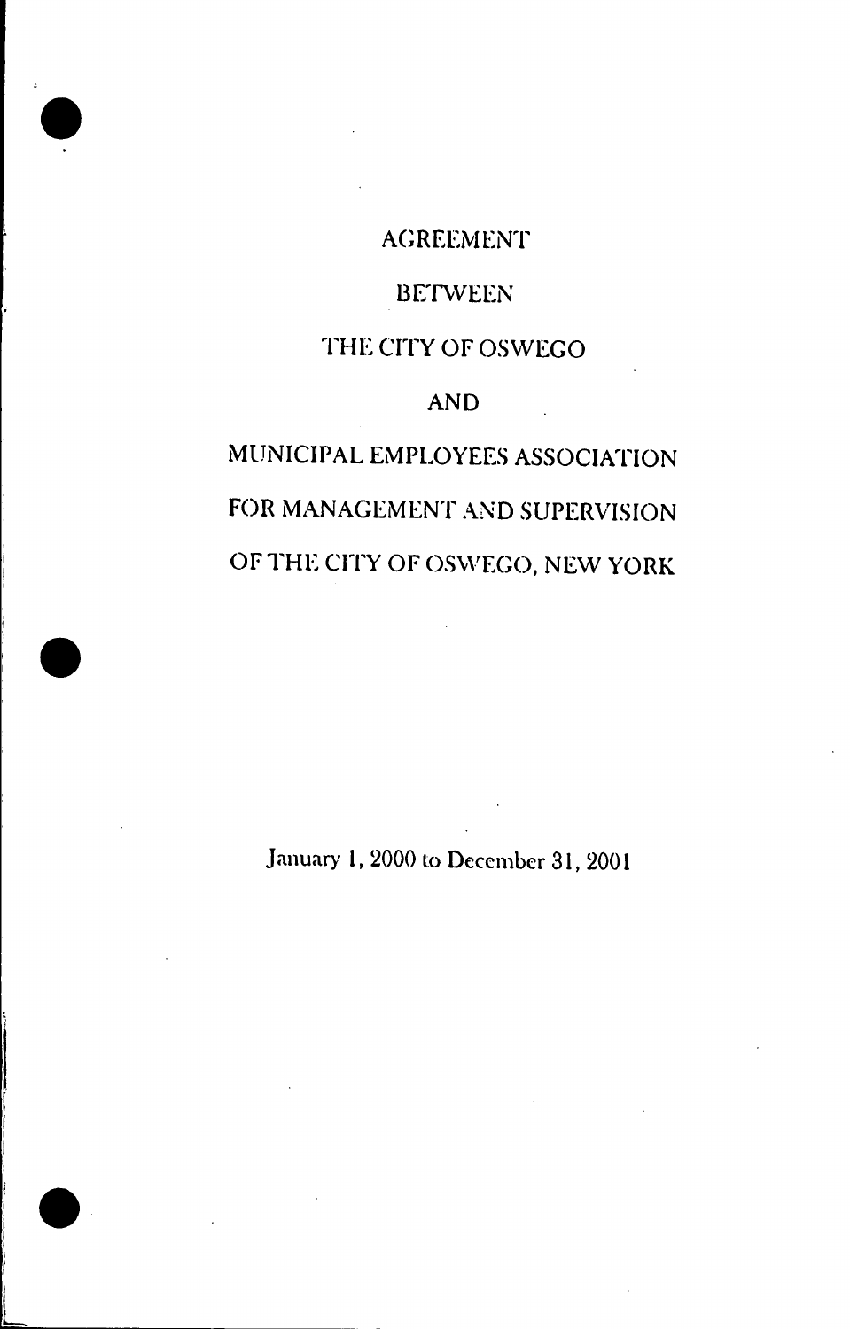# AGREEMENT

# BETWEEN

# THE CITY OF OSWEGO

# AND

# MUNICIPAL EMPLOYEES ASSOCIATION FOR MANAGEMENT AND SUPERVISION OF THE CITY OF OSWEGO, NEW YORK

January 1, 2000 to December 31, 2001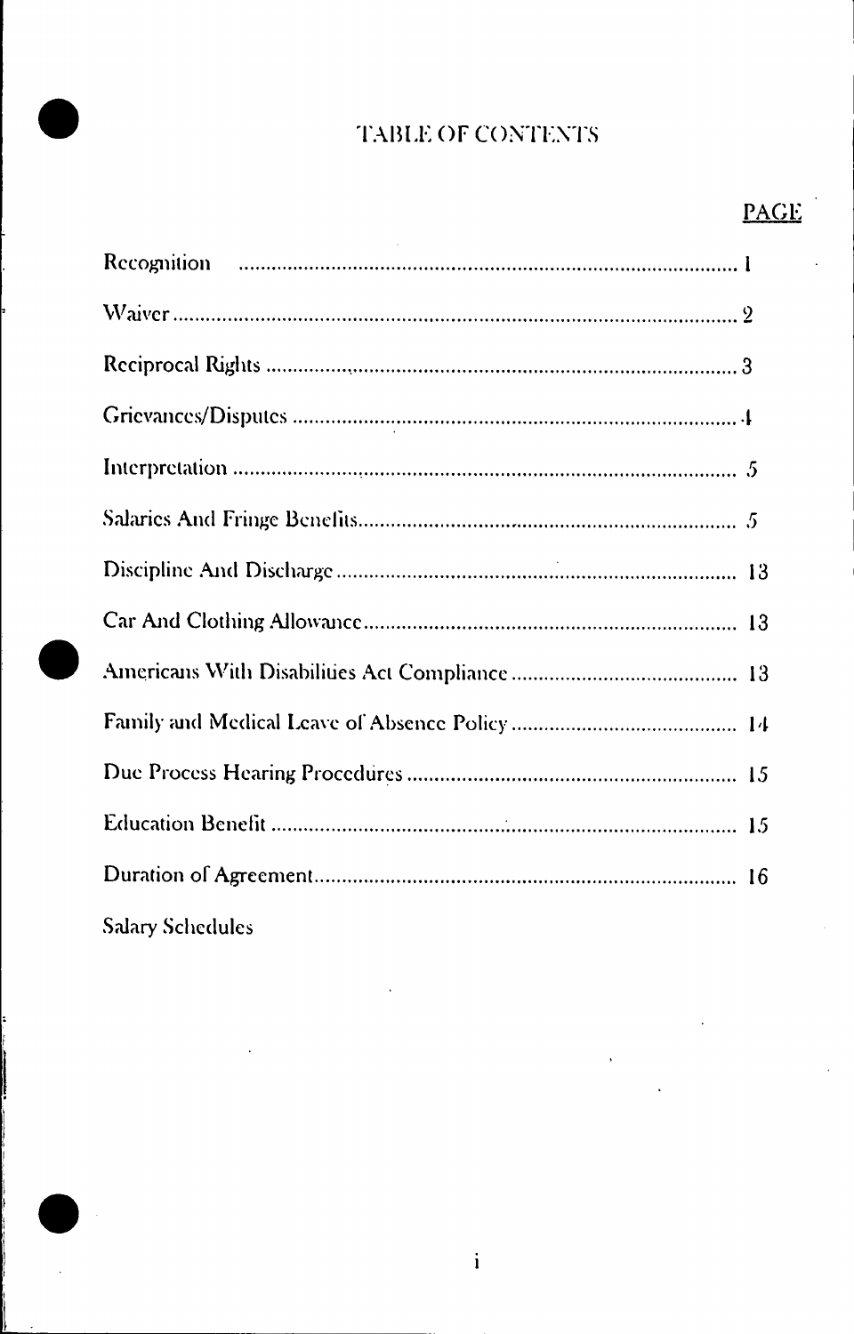# TABLE OF CONTENTS

| | PAGE |
|---|---|
| Recognition | 1 |
| Waiver | 2 |
| Reciprocal Rights | 3 |
| Grievances/Disputes | 4 |
| Interpretation | 5 |
| Salaries And Fringe Benefits | 5 |
| Discipline And Discharge | 13 |
| Car And Clothing Allowance | 13 |
| Americans With Disabilities Act Compliance | 13 |
| Family and Medical Leave of Absence Policy | 14 |
| Due Process Hearing Procedures | 15 |
| Education Benefit | 15 |
| Duration of Agreement | 16 |
| Salary Schedules | |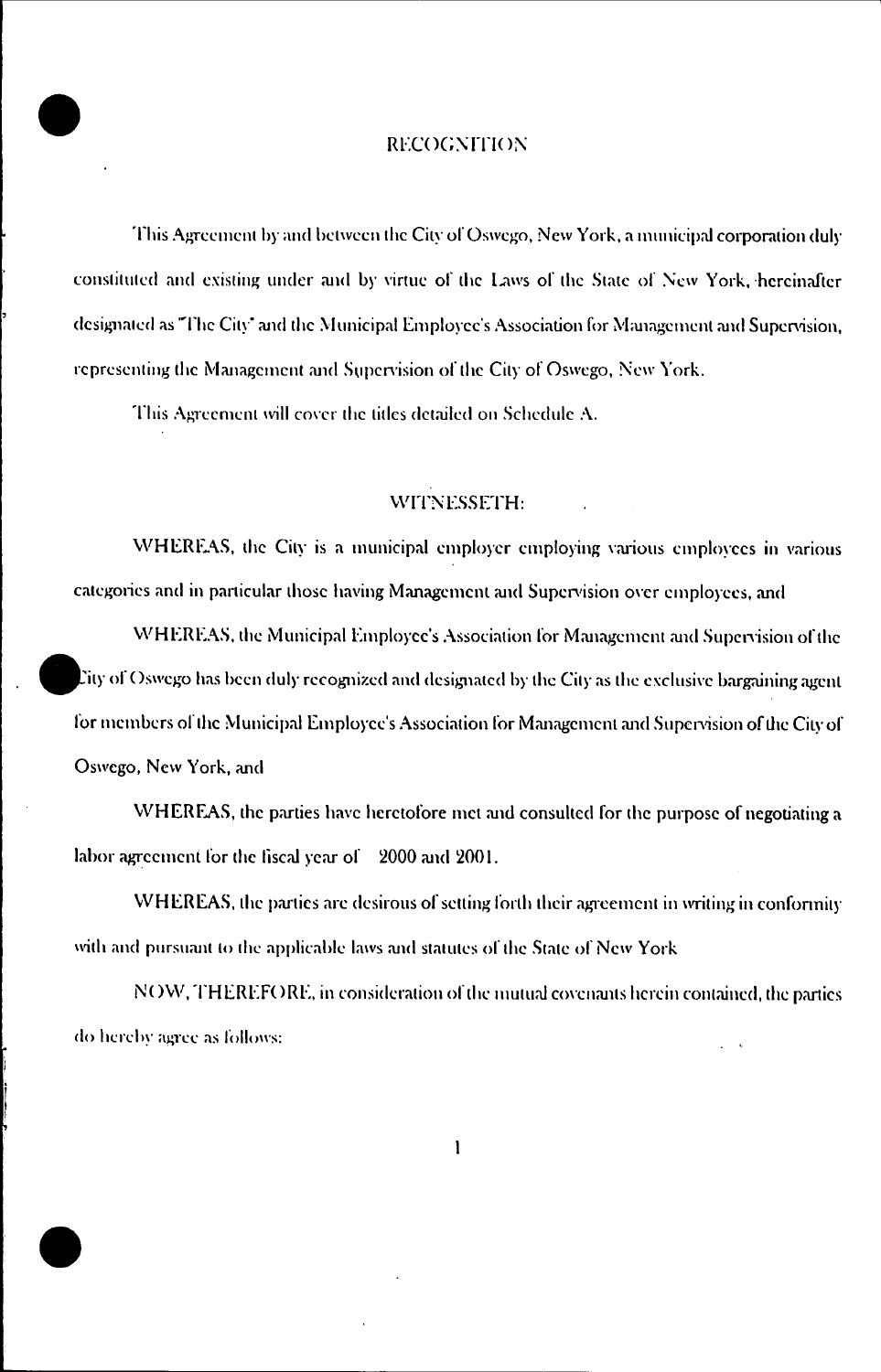# RECOGNITION

This Agreement by and between the City of Oswego, New York, a municipal corporation duly constituted and existing under and by virtue of the Laws of the State of New York, hereinafter designated as "The City" and the Municipal Employee's Association for Management and Supervision, representing the Management and Supervision of the City of Oswego, New York.

This Agreement will cover the titles detailed on Schedule A.

## WITNESSETH:

WHEREAS, the City is a municipal employer employing various employees in various categories and in particular those having Management and Supervision over employees, and

WHEREAS, the Municipal Employee's Association for Management and Supervision of the City of Oswego has been duly recognized and designated by the City as the exclusive bargaining agent for members of the Municipal Employee's Association for Management and Supervision of the City of Oswego, New York, and

WHEREAS, the parties have heretofore met and consulted for the purpose of negotiating a labor agreement for the fiscal year of 2000 and 2001.

WHEREAS, the parties are desirous of setting forth their agreement in writing in conformity with and pursuant to the applicable laws and statutes of the State of New York

NOW, THEREFORE, in consideration of the mutual covenants herein contained, the parties do hereby agree as follows: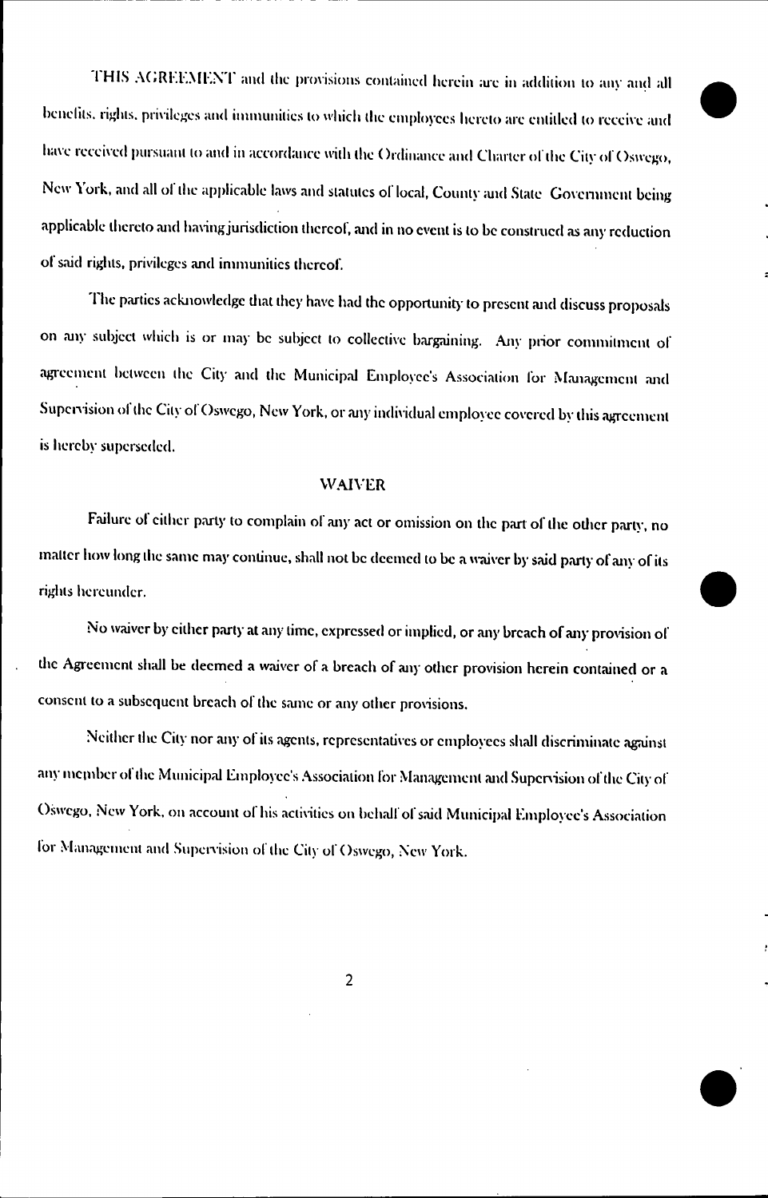THIS AGREEMENT and the provisions contained herein are in addition to any and all benefits, rights, privileges and immunities to which the employees hereto are entitled to receive and have received pursuant to and in accordance with the Ordinance and Charter of the City of Oswego, New York, and all of the applicable laws and statutes of local, County and State Government being applicable thereto and having jurisdiction thereof, and in no event is to be construed as any reduction of said rights, privileges and immunities thereof.

The parties acknowledge that they have had the opportunity to present and discuss proposals on any subject which is or may be subject to collective bargaining. Any prior commitment of agreement between the City and the Municipal Employee's Association for Management and Supervision of the City of Oswego, New York, or any individual employee covered by this agreement is hereby superseded.

## WAIVER

Failure of either party to complain of any act or omission on the part of the other party, no matter how long the same may continue, shall not be deemed to be a waiver by said party of any of its rights hereunder.

No waiver by either party at any time, expressed or implied, or any breach of any provision of the Agreement shall be deemed a waiver of a breach of any other provision herein contained or a consent to a subsequent breach of the same or any other provisions.

Neither the City nor any of its agents, representatives or employees shall discriminate against any member of the Municipal Employee's Association for Management and Supervision of the City of Oswego, New York, on account of his activities on behalf of said Municipal Employee's Association for Management and Supervision of the City of Oswego, New York.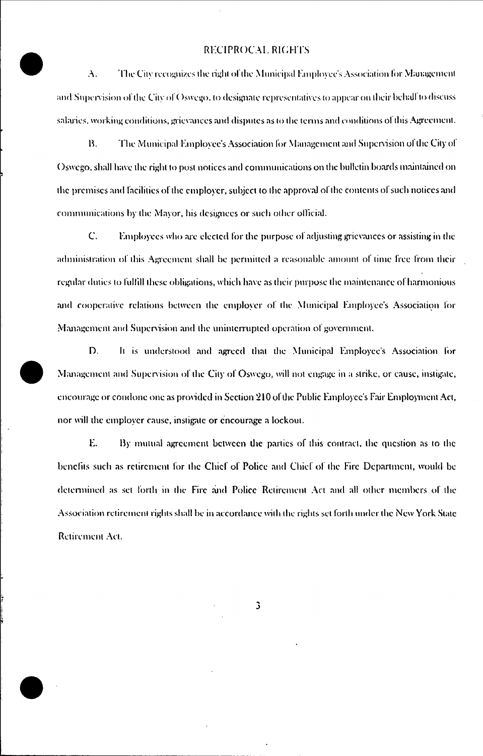## RECIPROCAL RIGHTS

A. The City recognizes the right of the Municipal Employee's Association for Management and Supervision of the City of Oswego, to designate representatives to appear on their behalf to discuss salaries, working conditions, grievances and disputes as to the terms and conditions of this Agreement.

B. The Municipal Employee's Association for Management and Supervision of the City of Oswego, shall have the right to post notices and communications on the bulletin boards maintained on the premises and facilities of the employer, subject to the approval of the contents of such notices and communications by the Mayor, his designees or such other official.

C. Employees who are elected for the purpose of adjusting grievances or assisting in the administration of this Agreement shall be permitted a reasonable amount of time free from their regular duties to fulfill these obligations, which have as their purpose the maintenance of harmonious and cooperative relations between the employer of the Municipal Employee's Association for Management and Supervision and the uninterrupted operation of government.

D. It is understood and agreed that the Municipal Employee's Association for Management and Supervision of the City of Oswego, will not engage in a strike, or cause, instigate, encourage or condone one as provided in Section 210 of the Public Employee's Fair Employment Act, nor will the employer cause, instigate or encourage a lockout.

E. By mutual agreement between the parties of this contract, the question as to the benefits such as retirement for the Chief of Police and Chief of the Fire Department, would be determined as set forth in the Fire and Police Retirement Act and all other members of the Association retirement rights shall be in accordance with the rights set forth under the New York State Retirement Act.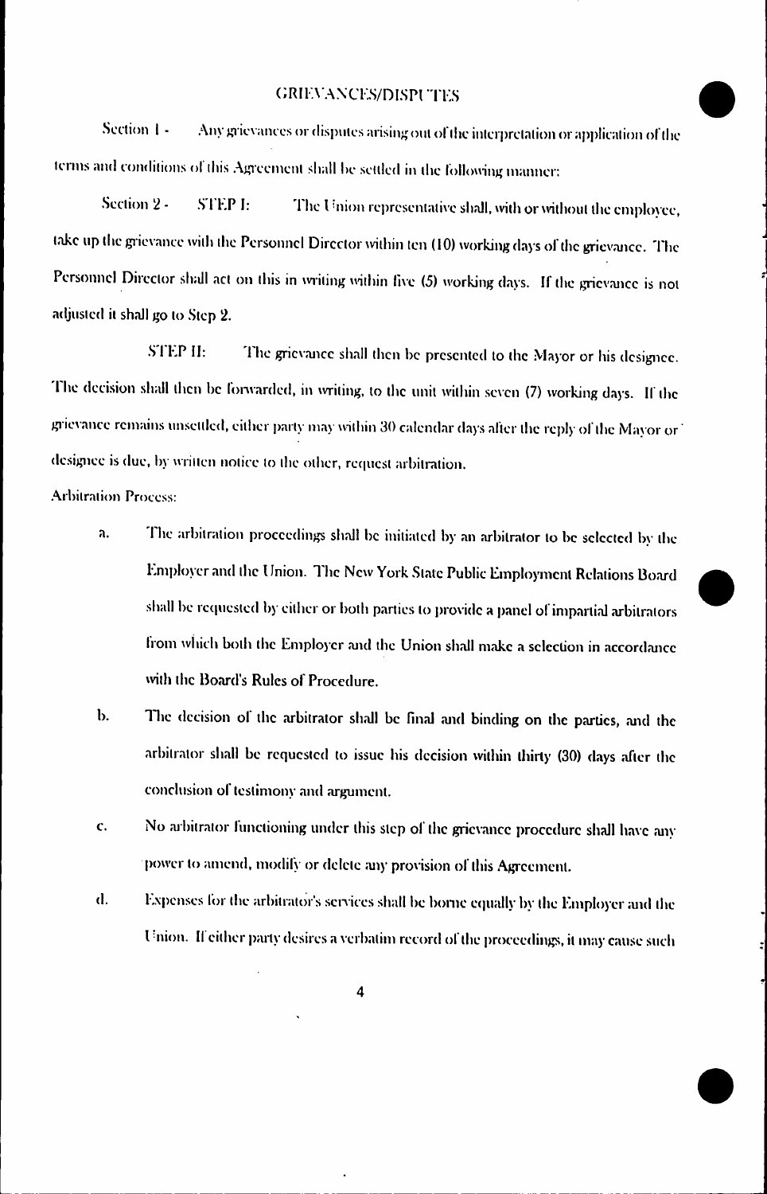## GRIEVANCES/DISPUTES

Section 1 - Any grievances or disputes arising out of the interpretation or application of the terms and conditions of this Agreement shall be settled in the following manner:

Section 2 - STEP I: The Union representative shall, with or without the employee, take up the grievance with the Personnel Director within ten (10) working days of the grievance. The Personnel Director shall act on this in writing within five (5) working days. If the grievance is not adjusted it shall go to Step 2.

STEP II: The grievance shall then be presented to the Mayor or his designee. The decision shall then be forwarded, in writing, to the unit within seven (7) working days. If the grievance remains unsettled, either party may within 30 calendar days after the reply of the Mayor or designee is due, by written notice to the other, request arbitration.

Arbitration Process:

a. The arbitration proceedings shall be initiated by an arbitrator to be selected by the Employer and the Union. The New York State Public Employment Relations Board shall be requested by either or both parties to provide a panel of impartial arbitrators from which both the Employer and the Union shall make a selection in accordance with the Board's Rules of Procedure.

b. The decision of the arbitrator shall be final and binding on the parties, and the arbitrator shall be requested to issue his decision within thirty (30) days after the conclusion of testimony and argument.

c. No arbitrator functioning under this step of the grievance procedure shall have any power to amend, modify or delete any provision of this Agreement.

d. Expenses for the arbitrator's services shall be borne equally by the Employer and the Union. If either party desires a verbatim record of the proceedings, it may cause such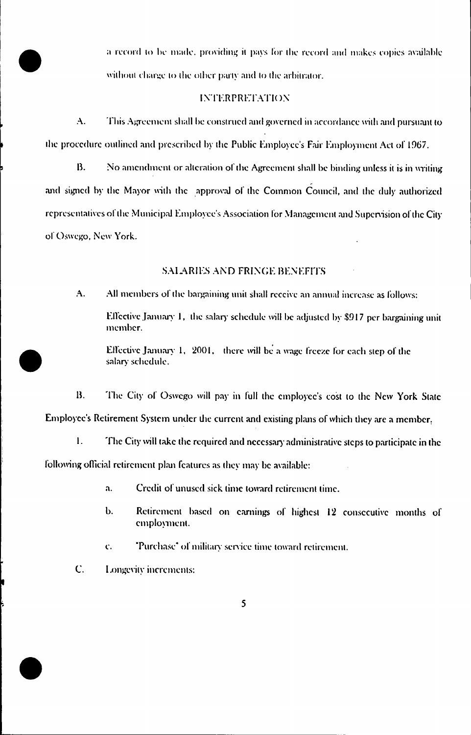a record to be made, providing it pays for the record and makes copies available without charge to the other party and to the arbitrator.

## INTERPRETATION

A. This Agreement shall be construed and governed in accordance with and pursuant to the procedure outlined and prescribed by the Public Employee's Fair Employment Act of 1967.

B. No amendment or alteration of the Agreement shall be binding unless it is in writing and signed by the Mayor with the approval of the Common Council, and the duly authorized representatives of the Municipal Employee's Association for Management and Supervision of the City of Oswego, New York.

## SALARIES AND FRINGE BENEFITS

A. All members of the bargaining unit shall receive an annual increase as follows:

Effective January 1, the salary schedule will be adjusted by $917 per bargaining unit member.

Effective January 1, 2001, there will be a wage freeze for each step of the salary schedule.

B. The City of Oswego will pay in full the employee's cost to the New York State Employee's Retirement System under the current and existing plans of which they are a member.

1. The City will take the required and necessary administrative steps to participate in the following official retirement plan features as they may be available:

   a. Credit of unused sick time toward retirement time.

   b. Retirement based on earnings of highest 12 consecutive months of employment.

   c. "Purchase" of military service time toward retirement.

C. Longevity increments: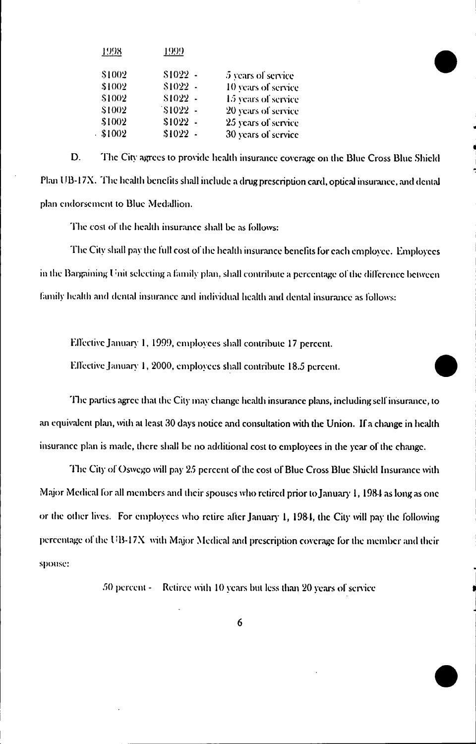| 1998 | 1999 | |
|---|---|---|
| $1002 | $1022 - | 5 years of service |
| $1002 | $1022 - | 10 years of service |
| $1002 | $1022 - | 15 years of service |
| $1002 | $1022 - | 20 years of service |
| $1002 | $1022 - | 25 years of service |
| $1002 | $1022 - | 30 years of service |

D. The City agrees to provide health insurance coverage on the Blue Cross Blue Shield Plan UB-17X. The health benefits shall include a drug prescription card, optical insurance, and dental plan endorsement to Blue Medallion.

The cost of the health insurance shall be as follows:

The City shall pay the full cost of the health insurance benefits for each employee. Employees in the Bargaining Unit selecting a family plan, shall contribute a percentage of the difference between family health and dental insurance and individual health and dental insurance as follows:

Effective January 1, 1999, employees shall contribute 17 percent.

Effective January 1, 2000, employees shall contribute 18.5 percent.

The parties agree that the City may change health insurance plans, including self insurance, to an equivalent plan, with at least 30 days notice and consultation with the Union. If a change in health insurance plan is made, there shall be no additional cost to employees in the year of the change.

The City of Oswego will pay 25 percent of the cost of Blue Cross Blue Shield Insurance with Major Medical for all members and their spouses who retired prior to January 1, 1984 as long as one or the other lives. For employees who retire after January 1, 1984, the City will pay the following percentage of the UB-17X with Major Medical and prescription coverage for the member and their spouse:

50 percent - Retiree with 10 years but less than 20 years of service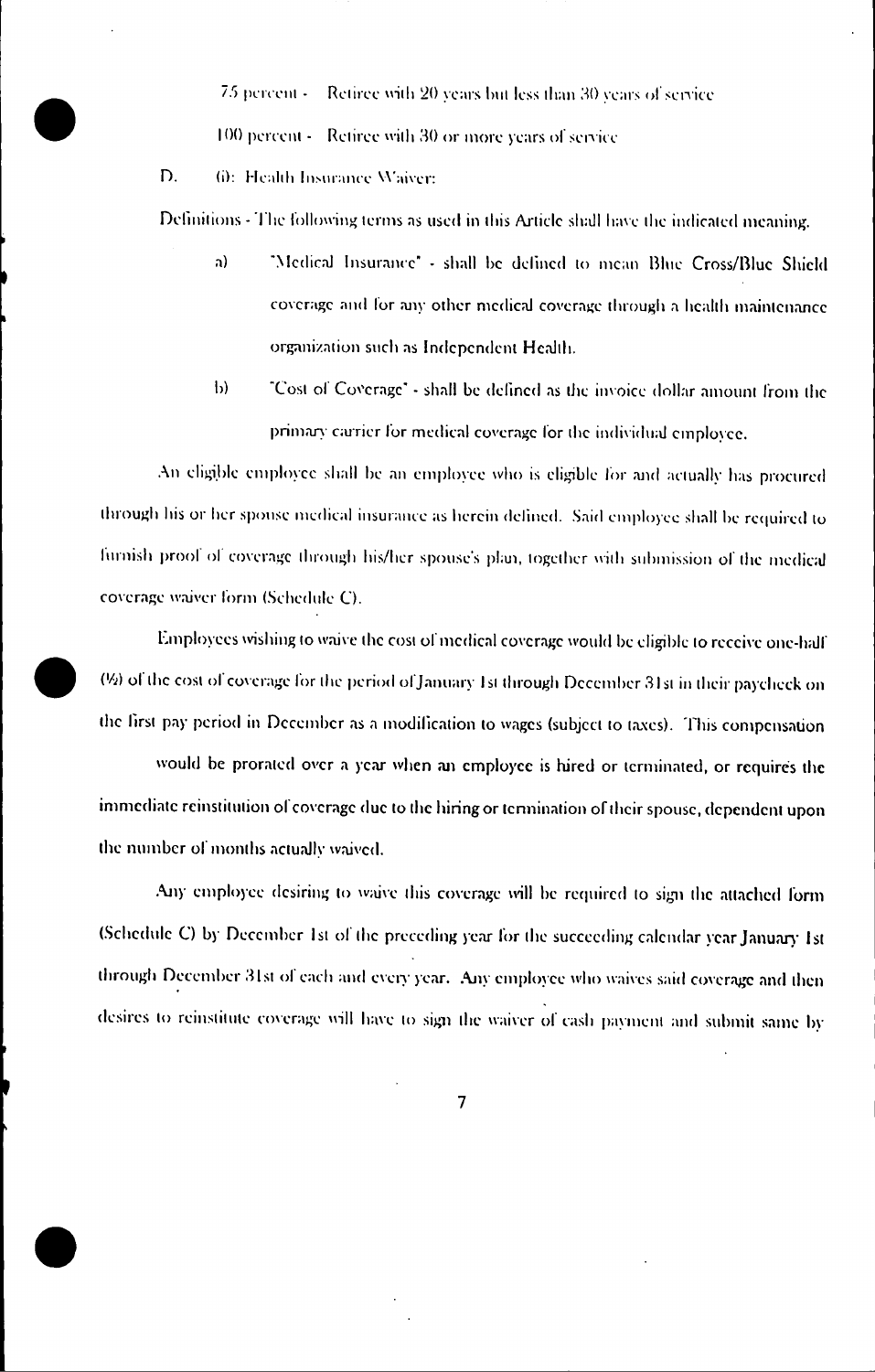75 percent - Retiree with 20 years but less than 30 years of service

100 percent - Retiree with 30 or more years of service

D. (i): Health Insurance Waiver:

Definitions - The following terms as used in this Article shall have the indicated meaning.

a) "Medical Insurance" - shall be defined to mean Blue Cross/Blue Shield coverage and for any other medical coverage through a health maintenance organization such as Independent Health.

b) "Cost of Coverage" - shall be defined as the invoice dollar amount from the primary carrier for medical coverage for the individual employee.

An eligible employee shall be an employee who is eligible for and actually has procured through his or her spouse medical insurance as herein defined. Said employee shall be required to furnish proof of coverage through his/her spouse's plan, together with submission of the medical coverage waiver form (Schedule C).

Employees wishing to waive the cost of medical coverage would be eligible to receive one-half (½) of the cost of coverage for the period of January 1st through December 31st in their paycheck on the first pay period in December as a modification to wages (subject to taxes). This compensation would be prorated over a year when an employee is hired or terminated, or requires the immediate reinstitution of coverage due to the hiring or termination of their spouse, dependent upon the number of months actually waived.

Any employee desiring to waive this coverage will be required to sign the attached form (Schedule C) by December 1st of the preceding year for the succeeding calendar year January 1st through December 31st of each and every year. Any employee who waives said coverage and then desires to reinstitute coverage will have to sign the waiver of cash payment and submit same by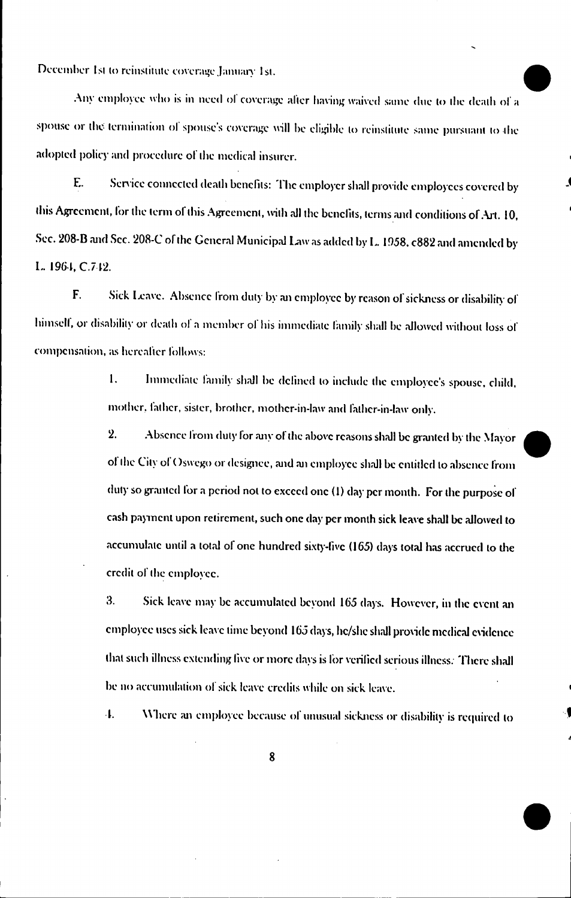December 1st to reinstitute coverage January 1st.

Any employee who is in need of coverage after having waived same due to the death of a spouse or the termination of spouse's coverage will be eligible to reinstitute same pursuant to the adopted policy and procedure of the medical insurer.

E. Service connected death benefits: The employer shall provide employees covered by this Agreement, for the term of this Agreement, with all the benefits, terms and conditions of Art. 10, Sec. 208-B and Sec. 208-C of the General Municipal Law as added by L. 1958, c882 and amended by L. 1964, C.742.

F. Sick Leave. Absence from duty by an employee by reason of sickness or disability of himself, or disability or death of a member of his immediate family shall be allowed without loss of compensation, as hereafter follows:

1. Immediate family shall be defined to include the employee's spouse, child, mother, father, sister, brother, mother-in-law and father-in-law only.

2. Absence from duty for any of the above reasons shall be granted by the Mayor of the City of Oswego or designee, and an employee shall be entitled to absence from duty so granted for a period not to exceed one (1) day per month. For the purpose of cash payment upon retirement, such one day per month sick leave shall be allowed to accumulate until a total of one hundred sixty-five (165) days total has accrued to the credit of the employee.

3. Sick leave may be accumulated beyond 165 days. However, in the event an employee uses sick leave time beyond 165 days, he/she shall provide medical evidence that such illness extending five or more days is for verified serious illness. There shall be no accumulation of sick leave credits while on sick leave.

4. Where an employee because of unusual sickness or disability is required to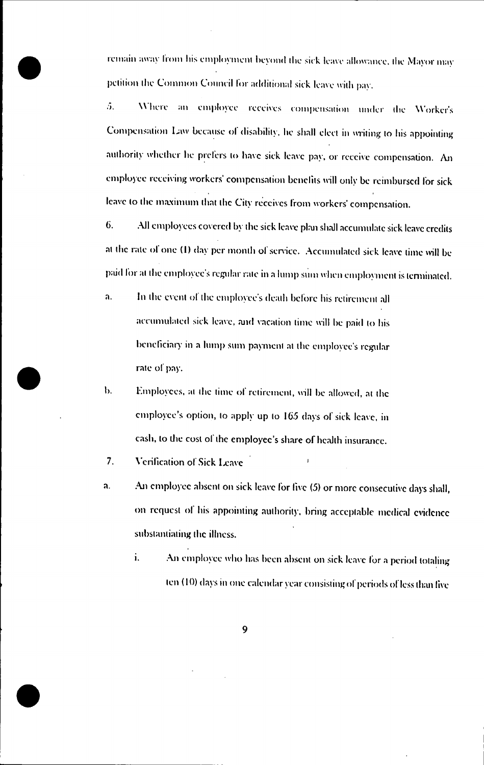remain away from his employment beyond the sick leave allowance, the Mayor may petition the Common Council for additional sick leave with pay.

5. Where an employee receives compensation under the Worker's Compensation Law because of disability, he shall elect in writing to his appointing authority whether he prefers to have sick leave pay, or receive compensation. An employee receiving workers' compensation benefits will only be reimbursed for sick leave to the maximum that the City receives from workers' compensation.

6. All employees covered by the sick leave plan shall accumulate sick leave credits at the rate of one (1) day per month of service. Accumulated sick leave time will be paid for at the employee's regular rate in a lump sum when employment is terminated.

a. In the event of the employee's death before his retirement all accumulated sick leave, and vacation time will be paid to his beneficiary in a lump sum payment at the employee's regular rate of pay.

b. Employees, at the time of retirement, will be allowed, at the employee's option, to apply up to 165 days of sick leave, in cash, to the cost of the employee's share of health insurance.

7. Verification of Sick Leave

a. An employee absent on sick leave for five (5) or more consecutive days shall, on request of his appointing authority, bring acceptable medical evidence substantiating the illness.

   i. An employee who has been absent on sick leave for a period totaling ten (10) days in one calendar year consisting of periods of less than five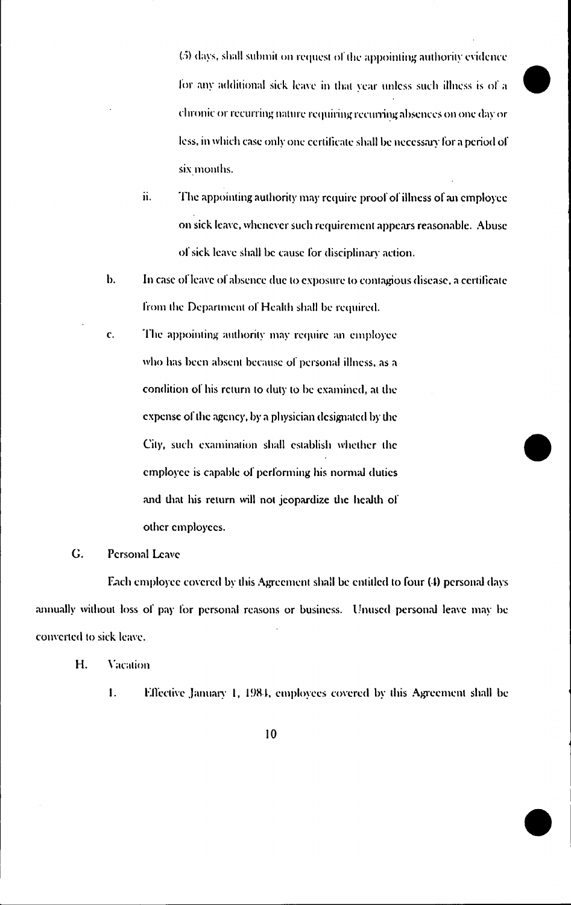(5) days, shall submit on request of the appointing authority evidence for any additional sick leave in that year unless such illness is of a chronic or recurring nature requiring recurring absences on one day or less, in which case only one certificate shall be necessary for a period of six months.

ii. The appointing authority may require proof of illness of an employee on sick leave, whenever such requirement appears reasonable. Abuse of sick leave shall be cause for disciplinary action.

b. In case of leave of absence due to exposure to contagious disease, a certificate from the Department of Health shall be required.

c. The appointing authority may require an employee who has been absent because of personal illness, as a condition of his return to duty to be examined, at the expense of the agency, by a physician designated by the City, such examination shall establish whether the employee is capable of performing his normal duties and that his return will not jeopardize the health of other employees.

G. Personal Leave

Each employee covered by this Agreement shall be entitled to four (4) personal days annually without loss of pay for personal reasons or business. Unused personal leave may be converted to sick leave.

H. Vacation

1. Effective January 1, 1984, employees covered by this Agreement shall be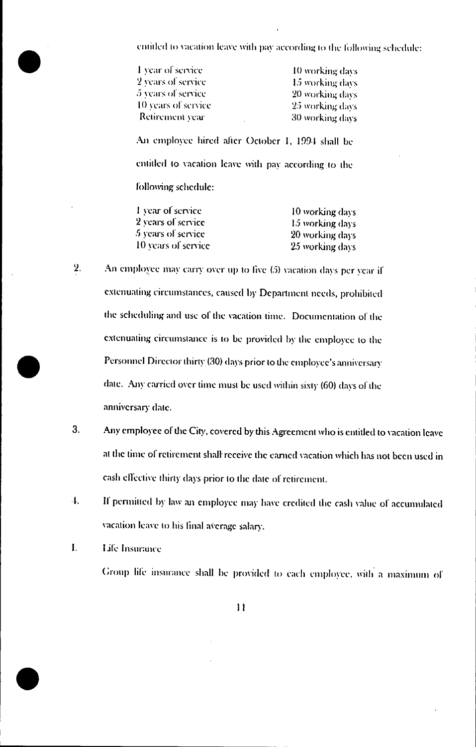entitled to vacation leave with pay according to the following schedule:

| | |
|---|---|
| 1 year of service | 10 working days |
| 2 years of service | 15 working days |
| 5 years of service | 20 working days |
| 10 years of service | 25 working days |
| Retirement year | 30 working days |

An employee hired after October 1, 1994 shall be entitled to vacation leave with pay according to the following schedule:

| | |
|---|---|
| 1 year of service | 10 working days |
| 2 years of service | 15 working days |
| 5 years of service | 20 working days |
| 10 years of service | 25 working days |

2. An employee may carry over up to five (5) vacation days per year if extenuating circumstances, caused by Department needs, prohibited the scheduling and use of the vacation time. Documentation of the extenuating circumstance is to be provided by the employee to the Personnel Director thirty (30) days prior to the employee's anniversary date. Any carried over time must be used within sixty (60) days of the anniversary date.

3. Any employee of the City, covered by this Agreement who is entitled to vacation leave at the time of retirement shall receive the earned vacation which has not been used in cash effective thirty days prior to the date of retirement.

4. If permitted by law an employee may have credited the cash value of accumulated vacation leave to his final average salary.

I. Life Insurance

Group life insurance shall be provided to each employee, with a maximum of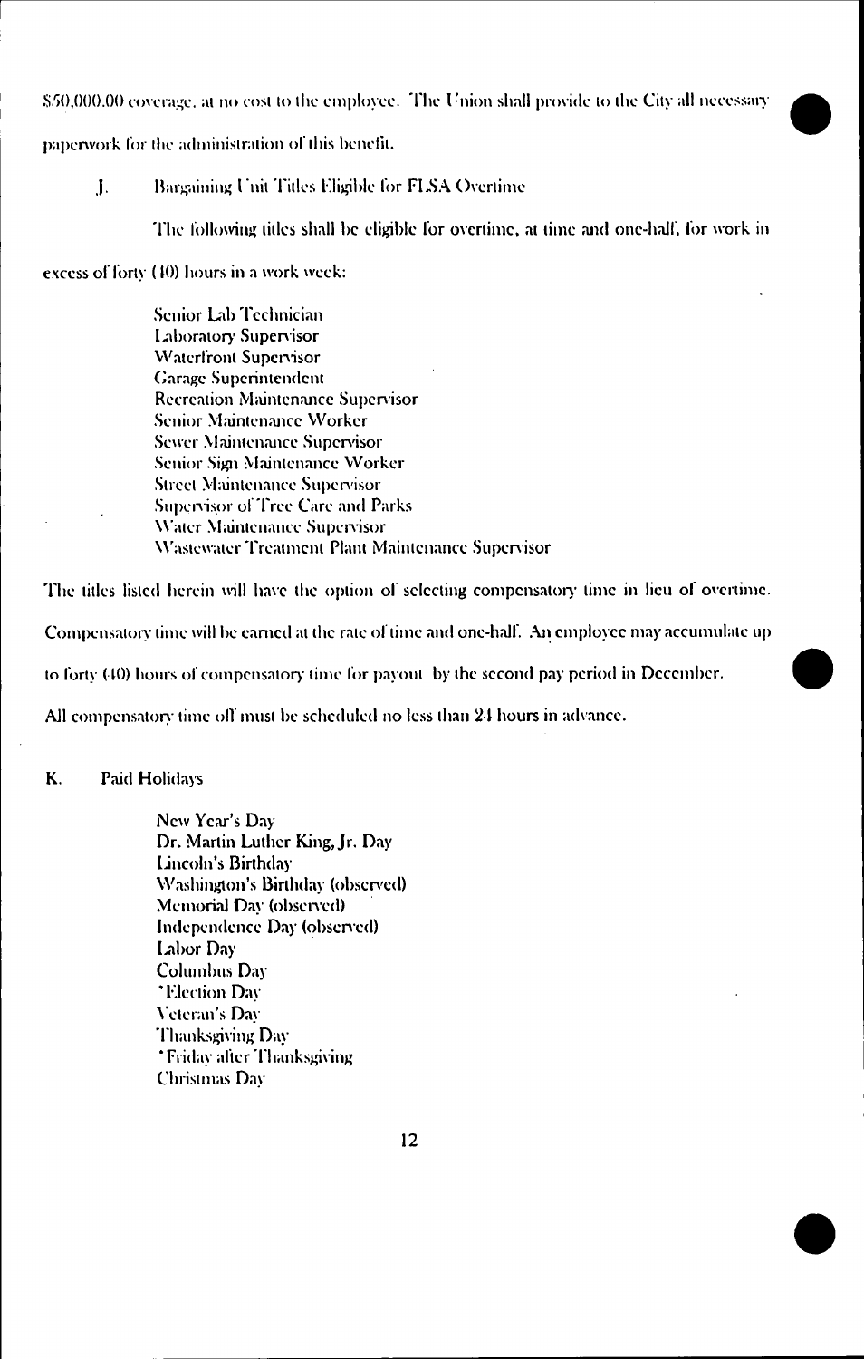$50,000.00 coverage, at no cost to the employee. The Union shall provide to the City all necessary paperwork for the administration of this benefit.

J. Bargaining Unit Titles Eligible for FLSA Overtime

The following titles shall be eligible for overtime, at time and one-half, for work in excess of forty (40) hours in a work week:

Senior Lab Technician
Laboratory Supervisor
Waterfront Supervisor
Garage Superintendent
Recreation Maintenance Supervisor
Senior Maintenance Worker
Sewer Maintenance Supervisor
Senior Sign Maintenance Worker
Street Maintenance Supervisor
Supervisor of Tree Care and Parks
Water Maintenance Supervisor
Wastewater Treatment Plant Maintenance Supervisor

The titles listed herein will have the option of selecting compensatory time in lieu of overtime. Compensatory time will be earned at the rate of time and one-half. An employee may accumulate up to forty (40) hours of compensatory time for payout by the second pay period in December. All compensatory time off must be scheduled no less than 24 hours in advance.

K. Paid Holidays

New Year's Day
Dr. Martin Luther King, Jr. Day
Lincoln's Birthday
Washington's Birthday (observed)
Memorial Day (observed)
Independence Day (observed)
Labor Day
Columbus Day
*Election Day
Veteran's Day
Thanksgiving Day
*Friday after Thanksgiving
Christmas Day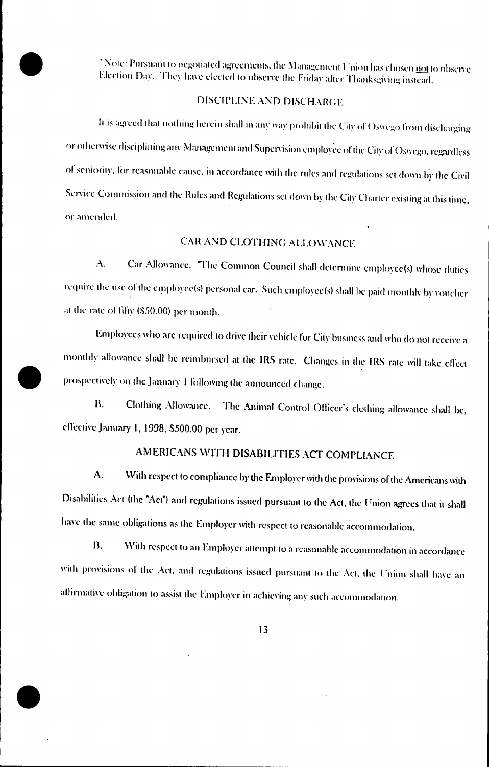*Note: Pursuant to negotiated agreements, the Management Union has chosen <u>not</u> to observe Election Day. They have elected to observe the Friday after Thanksgiving instead.

## DISCIPLINE AND DISCHARGE

It is agreed that nothing herein shall in any way prohibit the City of Oswego from discharging or otherwise disciplining any Management and Supervision employee of the City of Oswego, regardless of seniority, for reasonable cause, in accordance with the rules and regulations set down by the Civil Service Commission and the Rules and Regulations set down by the City Charter existing at this time, or amended.

## CAR AND CLOTHING ALLOWANCE

A. Car Allowance. The Common Council shall determine employee(s) whose duties require the use of the employee(s) personal car. Such employee(s) shall be paid monthly by voucher at the rate of fifty ($50.00) per month.

Employees who are required to drive their vehicle for City business and who do not receive a monthly allowance shall be reimbursed at the IRS rate. Changes in the IRS rate will take effect prospectively on the January 1 following the announced change.

B. Clothing Allowance. The Animal Control Officer's clothing allowance shall be, effective January 1, 1998, $500.00 per year.

## AMERICANS WITH DISABILITIES ACT COMPLIANCE

A. With respect to compliance by the Employer with the provisions of the Americans with Disabilities Act (the "Act") and regulations issued pursuant to the Act, the Union agrees that it shall have the same obligations as the Employer with respect to reasonable accommodation.

B. With respect to an Employer attempt to a reasonable accommodation in accordance with provisions of the Act, and regulations issued pursuant to the Act, the Union shall have an affirmative obligation to assist the Employer in achieving any such accommodation.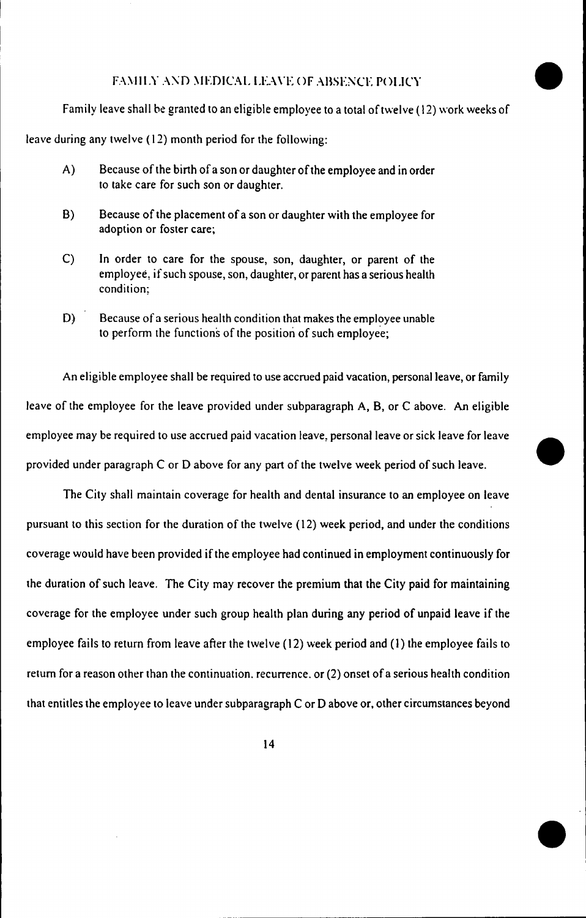## FAMILY AND MEDICAL LEAVE OF ABSENCE POLICY

Family leave shall be granted to an eligible employee to a total of twelve (12) work weeks of leave during any twelve (12) month period for the following:

A) Because of the birth of a son or daughter of the employee and in order to take care for such son or daughter.

B) Because of the placement of a son or daughter with the employee for adoption or foster care;

C) In order to care for the spouse, son, daughter, or parent of the employee, if such spouse, son, daughter, or parent has a serious health condition;

D) Because of a serious health condition that makes the employee unable to perform the functions of the position of such employee;

An eligible employee shall be required to use accrued paid vacation, personal leave, or family leave of the employee for the leave provided under subparagraph A, B, or C above. An eligible employee may be required to use accrued paid vacation leave, personal leave or sick leave for leave provided under paragraph C or D above for any part of the twelve week period of such leave.

The City shall maintain coverage for health and dental insurance to an employee on leave pursuant to this section for the duration of the twelve (12) week period, and under the conditions coverage would have been provided if the employee had continued in employment continuously for the duration of such leave. The City may recover the premium that the City paid for maintaining coverage for the employee under such group health plan during any period of unpaid leave if the employee fails to return from leave after the twelve (12) week period and (1) the employee fails to return for a reason other than the continuation. recurrence. or (2) onset of a serious health condition that entitles the employee to leave under subparagraph C or D above or, other circumstances beyond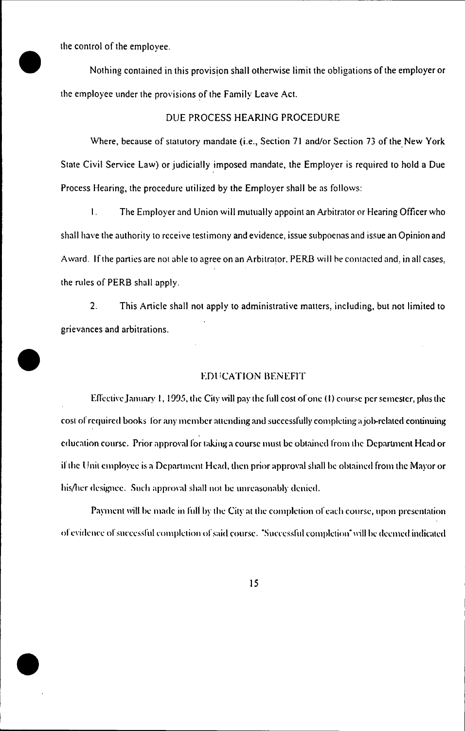the control of the employee.

Nothing contained in this provision shall otherwise limit the obligations of the employer or the employee under the provisions of the Family Leave Act.

## DUE PROCESS HEARING PROCEDURE

Where, because of statutory mandate (i.e., Section 71 and/or Section 73 of the New York State Civil Service Law) or judicially imposed mandate, the Employer is required to hold a Due Process Hearing, the procedure utilized by the Employer shall be as follows:

1. The Employer and Union will mutually appoint an Arbitrator or Hearing Officer who shall have the authority to receive testimony and evidence, issue subpoenas and issue an Opinion and Award. If the parties are not able to agree on an Arbitrator, PERB will be contacted and, in all cases, the rules of PERB shall apply.

2. This Article shall not apply to administrative matters, including, but not limited to grievances and arbitrations.

## EDUCATION BENEFIT

Effective January 1, 1995, the City will pay the full cost of one (1) course per semester, plus the cost of required books for any member attending and successfully completing a job-related continuing education course. Prior approval for taking a course must be obtained from the Department Head or if the Unit employee is a Department Head, then prior approval shall be obtained from the Mayor or his/her designee. Such approval shall not be unreasonably denied.

Payment will be made in full by the City at the completion of each course, upon presentation of evidence of successful completion of said course. "Successful completion" will be deemed indicated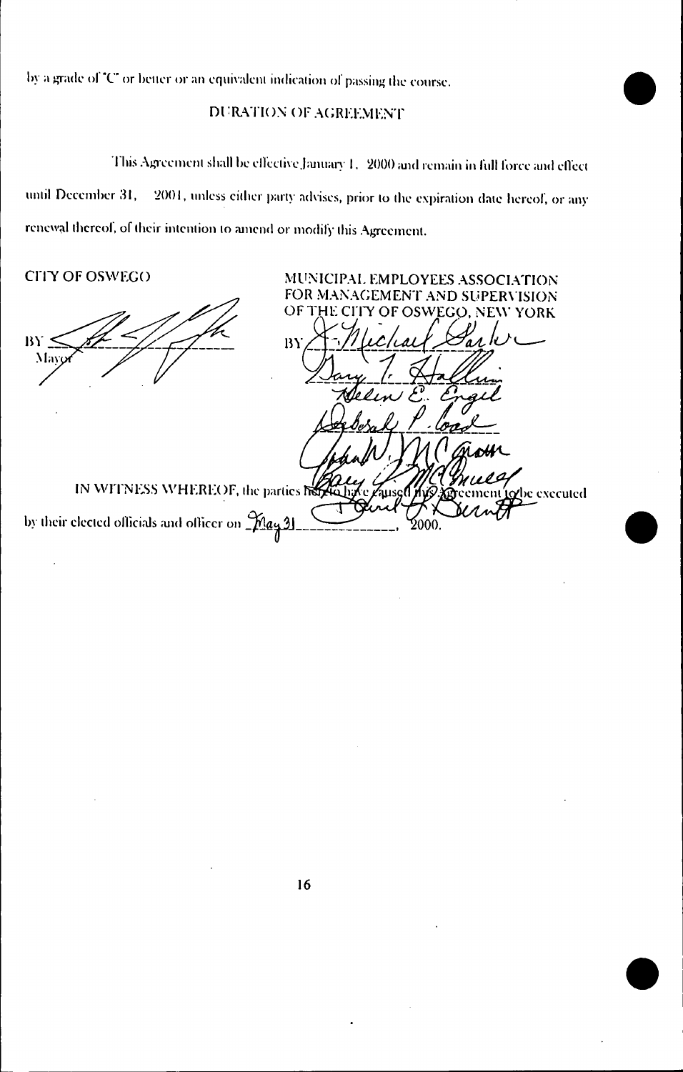by a grade of "C" or better or an equivalent indication of passing the course.

## DURATION OF AGREEMENT

This Agreement shall be effective January 1, 2000 and remain in full force and effect until December 31, 2001, unless either party advises, prior to the expiration date hereof, or any renewal thereof, of their intention to amend or modify this Agreement.

CITY OF OSWEGO

BY ______________________
Mayor

MUNICIPAL EMPLOYEES ASSOCIATION FOR MANAGEMENT AND SUPERVISION OF THE CITY OF OSWEGO, NEW YORK

BY ______________________

IN WITNESS WHEREOF, the parties hereto have caused this Agreement to be executed by their elected officials and officer on May 31, 2000.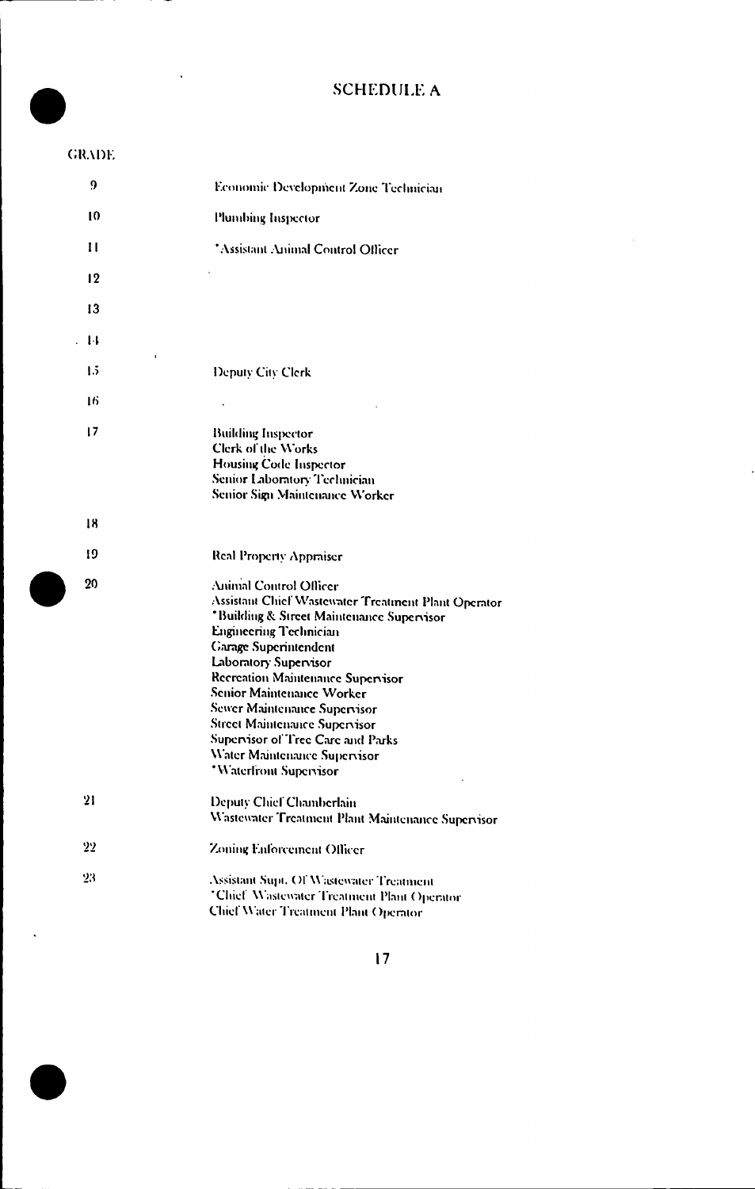# SCHEDULE A

| GRADE | |
|---|---|
| 9 | Economic Development Zone Technician |
| 10 | Plumbing Inspector |
| 11 | *Assistant Animal Control Officer |
| 12 | |
| 13 | |
| 14 | |
| 15 | Deputy City Clerk |
| 16 | |
| 17 | Building Inspector<br>Clerk of the Works<br>Housing Code Inspector<br>Senior Laboratory Technician<br>Senior Sign Maintenance Worker |
| 18 | |
| 19 | Real Property Appraiser |
| 20 | Animal Control Officer<br>Assistant Chief Wastewater Treatment Plant Operator<br>*Building & Street Maintenance Supervisor<br>Engineering Technician<br>Garage Superintendent<br>Laboratory Supervisor<br>Recreation Maintenance Supervisor<br>Senior Maintenance Worker<br>Sewer Maintenance Supervisor<br>Street Maintenance Supervisor<br>Supervisor of Tree Care and Parks<br>Water Maintenance Supervisor<br>*Waterfront Supervisor |
| 21 | Deputy Chief Chamberlain<br>Wastewater Treatment Plant Maintenance Supervisor |
| 22 | Zoning Enforcement Officer |
| 23 | Assistant Supt. Of Wastewater Treatment<br>*Chief Wastewater Treatment Plant Operator<br>Chief Water Treatment Plant Operator |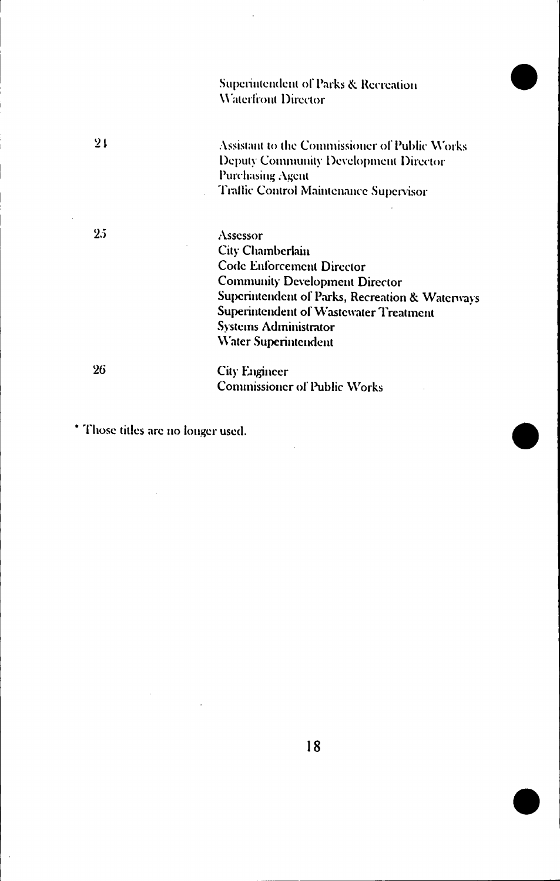| | |
|---|---|
| | Superintendent of Parks & Recreation<br>Waterfront Director |
| 24 | Assistant to the Commissioner of Public Works<br>Deputy Community Development Director<br>Purchasing Agent<br>Traffic Control Maintenance Supervisor |
| 25 | Assessor<br>City Chamberlain<br>Code Enforcement Director<br>Community Development Director<br>Superintendent of Parks, Recreation & Waterways<br>Superintendent of Wastewater Treatment<br>Systems Administrator<br>Water Superintendent |
| 26 | City Engineer<br>Commissioner of Public Works |

* Those titles are no longer used.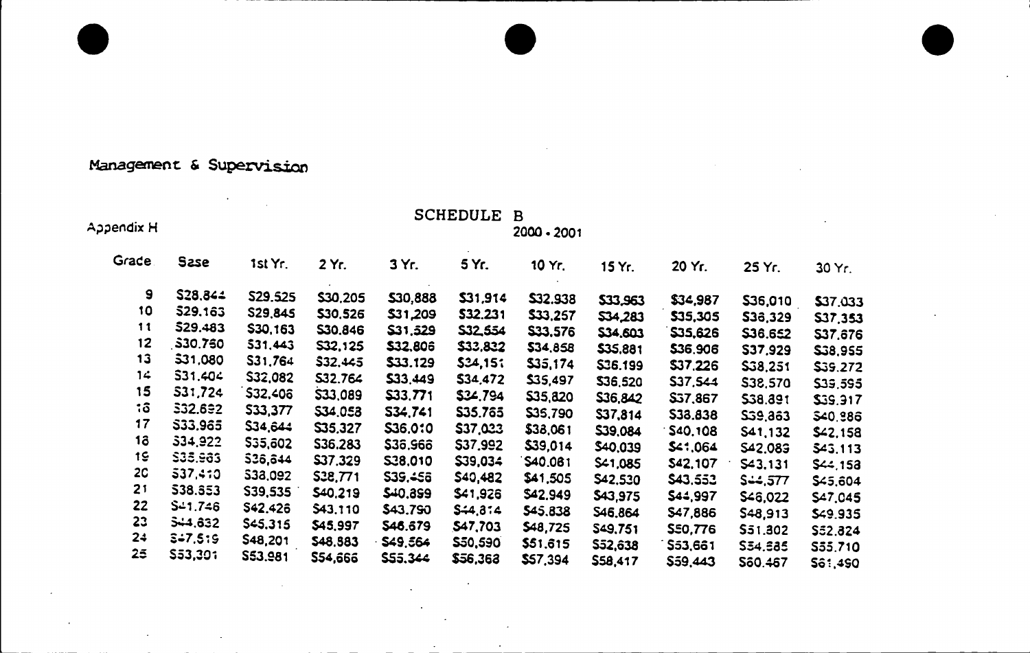Management & Supervision

Appendix H

## SCHEDULE B

2000 - 2001

| Grade | Base | 1st Yr. | 2 Yr. | 3 Yr. | 5 Yr. | 10 Yr. | 15 Yr. | 20 Yr. | 25 Yr. | 30 Yr. |
|---|---|---|---|---|---|---|---|---|---|---|
| 9 | $28,844 | $29,525 | $30,205 | $30,888 | $31,914 | $32,938 | $33,963 | $34,987 | $36,010 | $37,033 |
| 10 | $29,163 | $29,845 | $30,526 | $31,209 | $32,231 | $33,257 | $34,283 | $35,305 | $36,329 | $37,353 |
| 11 | $29,483 | $30,163 | $30,846 | $31,529 | $32,554 | $33,576 | $34,603 | $35,626 | $36,652 | $37,676 |
| 12 | $30,760 | $31,443 | $32,125 | $32,806 | $33,832 | $34,858 | $35,881 | $36,906 | $37,929 | $38,955 |
| 13 | $31,080 | $31,764 | $32,445 | $33,129 | $34,151 | $35,174 | $36,199 | $37,226 | $38,251 | $39,272 |
| 14 | $31,404 | $32,082 | $32,764 | $33,449 | $34,472 | $35,497 | $36,520 | $37,544 | $38,570 | $39,595 |
| 15 | $31,724 | $32,406 | $33,089 | $33,771 | $34,794 | $35,820 | $36,842 | $37,867 | $38,891 | $39,917 |
| 16 | $32,692 | $33,377 | $34,058 | $34,741 | $35,765 | $36,790 | $37,814 | $38,838 | $39,863 | $40,886 |
| 17 | $33,965 | $34,644 | $35,327 | $36,010 | $37,033 | $38,061 | $39,084 | $40,108 | $41,132 | $42,158 |
| 18 | $34,922 | $35,602 | $36,283 | $36,966 | $37,992 | $39,014 | $40,039 | $41,064 | $42,088 | $43,113 |
| 19 | $35,963 | $36,644 | $37,329 | $38,010 | $39,034 | $40,081 | $41,085 | $42,107 | $43,131 | $44,158 |
| 20 | $37,410 | $38,092 | $38,771 | $39,456 | $40,482 | $41,505 | $42,530 | $43,553 | $44,577 | $45,604 |
| 21 | $38,853 | $39,535 | $40,219 | $40,899 | $41,926 | $42,949 | $43,975 | $44,997 | $46,022 | $47,045 |
| 22 | $41,746 | $42,426 | $43,110 | $43,790 | $44,814 | $45,838 | $46,864 | $47,886 | $48,913 | $49,935 |
| 23 | $44,632 | $45,315 | $45,997 | $46,679 | $47,703 | $48,725 | $49,751 | $50,776 | $51,802 | $52,824 |
| 24 | $47,519 | $48,201 | $48,883 | $49,564 | $50,590 | $51,615 | $52,638 | $53,661 | $54,685 | $55,710 |
| 25 | $53,301 | $53,981 | $54,666 | $55,344 | $56,368 | $57,394 | $58,417 | $59,443 | $60,467 | $61,490 |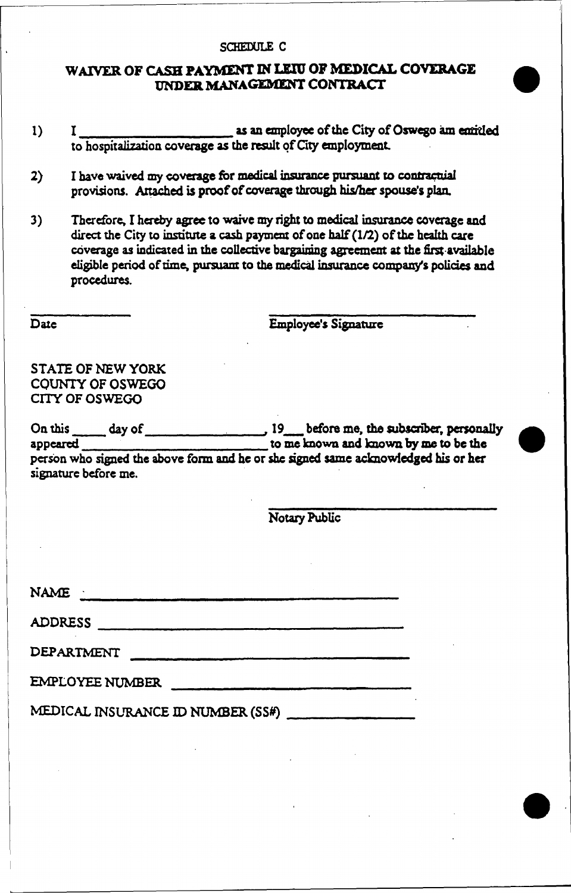SCHEDULE C

# WAIVER OF CASH PAYMENT IN LEIU OF MEDICAL COVERAGE UNDER MANAGEMENT CONTRACT

1) I ______________________ as an employee of the City of Oswego am entitled to hospitalization coverage as the result of City employment.

2) I have waived my coverage for medical insurance pursuant to contractual provisions. Attached is proof of coverage through his/her spouse's plan.

3) Therefore, I hereby agree to waive my right to medical insurance coverage and direct the City to institute a cash payment of one half (1/2) of the health care coverage as indicated in the collective bargaining agreement at the first available eligible period of time, pursuant to the medical insurance company's policies and procedures.

______________ ______________________________

Date Employee's Signature

STATE OF NEW YORK
COUNTY OF OSWEGO
CITY OF OSWEGO

On this _____ day of ________________, 19___ before me, the subscriber, personally appeared ____________________________ to me known and known by me to be the person who signed the above form and he or she signed same acknowledged his or her signature before me.

______________________________

Notary Public

NAME ______________________________________________

ADDRESS ___________________________________________

DEPARTMENT ________________________________________

EMPLOYEE NUMBER ____________________________________

MEDICAL INSURANCE ID NUMBER (SS#) ____________________